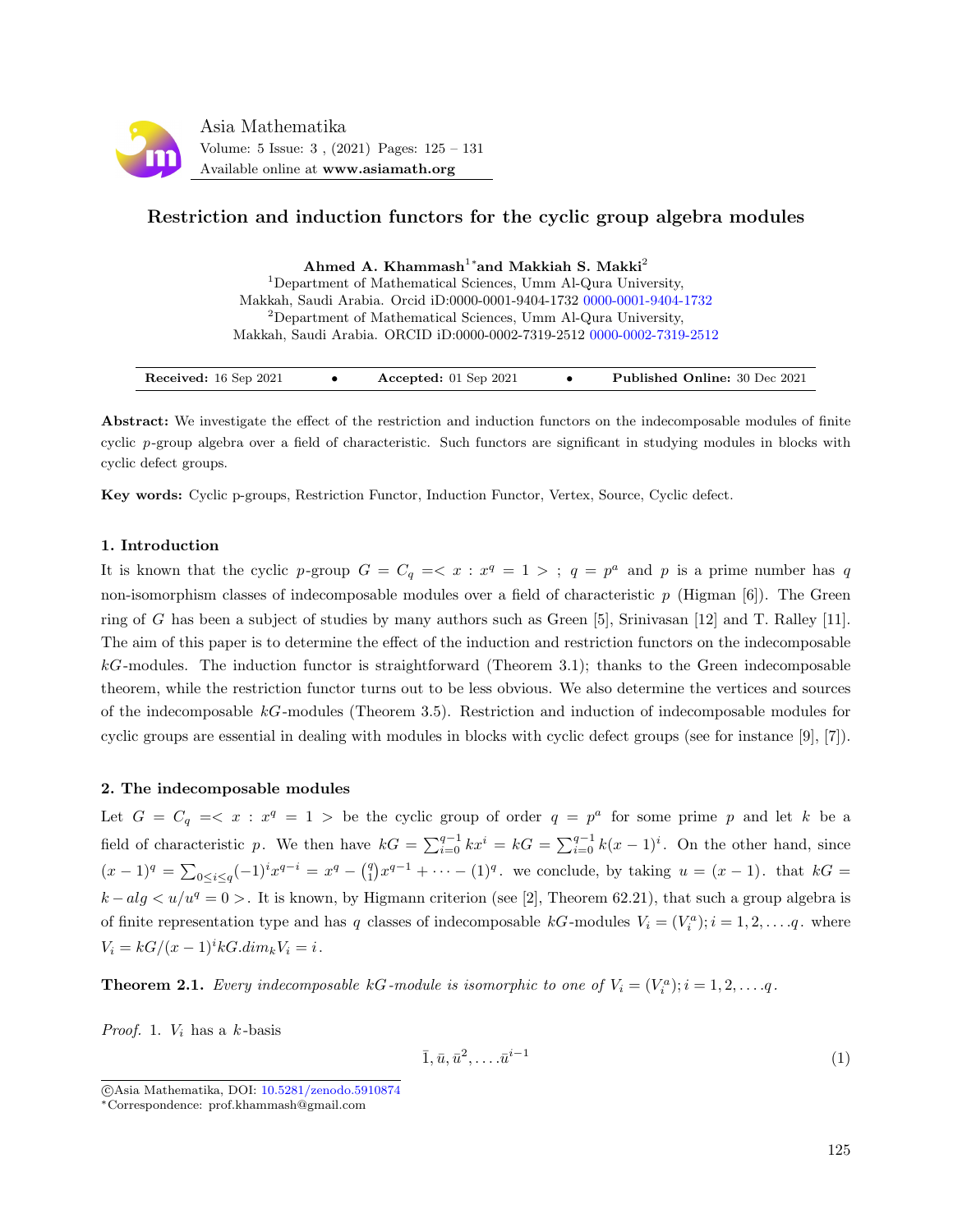# Restriction and induction functors for the cyclic group algebra modules

**Ahmed A. Khammash**[1*] **and Makkiah S. Makki**[2]

[1]Department of Mathematical Sciences, Umm Al-Qura University, Makkah, Saudi Arabia. Orcid iD:0000-0001-9404-1732 0000-0001-9404-1732

[2]Department of Mathematical Sciences, Umm Al-Qura University, Makkah, Saudi Arabia. ORCID iD:0000-0002-7319-2512 0000-0002-7319-2512

**Received:** 16 Sep 2021 • **Accepted:** 01 Sep 2021 • **Published Online:** 30 Dec 2021

**Abstract:** We investigate the effect of the restriction and induction functors on the indecomposable modules of finite cyclic $p$-group algebra over a field of characteristic. Such functors are significant in studying modules in blocks with cyclic defect groups.

**Key words:** Cyclic p-groups, Restriction Functor, Induction Functor, Vertex, Source, Cyclic defect.

## 1. Introduction

It is known that the cyclic $p$-group $G = C_q =< x : x^q = 1 >$ ; $q = p^a$ and $p$ is a prime number has $q$ non-isomorphism classes of indecomposable modules over a field of characteristic $p$ (Higman [6]). The Green ring of $G$ has been a subject of studies by many authors such as Green [5], Srinivasan [12] and T. Ralley [11]. The aim of this paper is to determine the effect of the induction and restriction functors on the indecomposable $kG$-modules. The induction functor is straightforward (Theorem 3.1); thanks to the Green indecomposable theorem, while the restriction functor turns out to be less obvious. We also determine the vertices and sources of the indecomposable $kG$-modules (Theorem 3.5). Restriction and induction of indecomposable modules for cyclic groups are essential in dealing with modules in blocks with cyclic defect groups (see for instance [9], [7]).

## 2. The indecomposable modules

Let $G = C_q =< x : x^q = 1 >$ be the cyclic group of order $q = p^a$ for some prime $p$ and let $k$ be a field of characteristic $p$. We then have $kG = \sum_{i=0}^{q-1} kx^i = kG = \sum_{i=0}^{q-1} k(x-1)^i$. On the other hand, since $(x-1)^q = \sum_{0\leq i\leq q}(-1)^i x^{q-i} = x^q - \binom{q}{1}x^{q-1} + \cdots - (1)^q$. we conclude, by taking $u = (x-1)$. that $kG = k - alg < u/u^q = 0 >$. It is known, by Higmann criterion (see [2], Theorem 62.21), that such a group algebra is of finite representation type and has $q$ classes of indecomposable $kG$-modules $V_i = (V_i^a); i = 1, 2, \ldots .q$. where $V_i = kG/(x-1)^i kG.dim_k V_i = i$.

**Theorem 2.1.** *Every indecomposable $kG$-module is isomorphic to one of $V_i = (V_i^a); i = 1, 2, \ldots .q$.*

*Proof.* 1. $V_i$ has a $k$-basis

$$\bar{1}, \bar{u}, \bar{u}^2, \ldots .\bar{u}^{i-1} \tag{1}$$

©Asia Mathematika, DOI: 10.5281/zenodo.5910874

*Correspondence: prof.khammash@gmail.com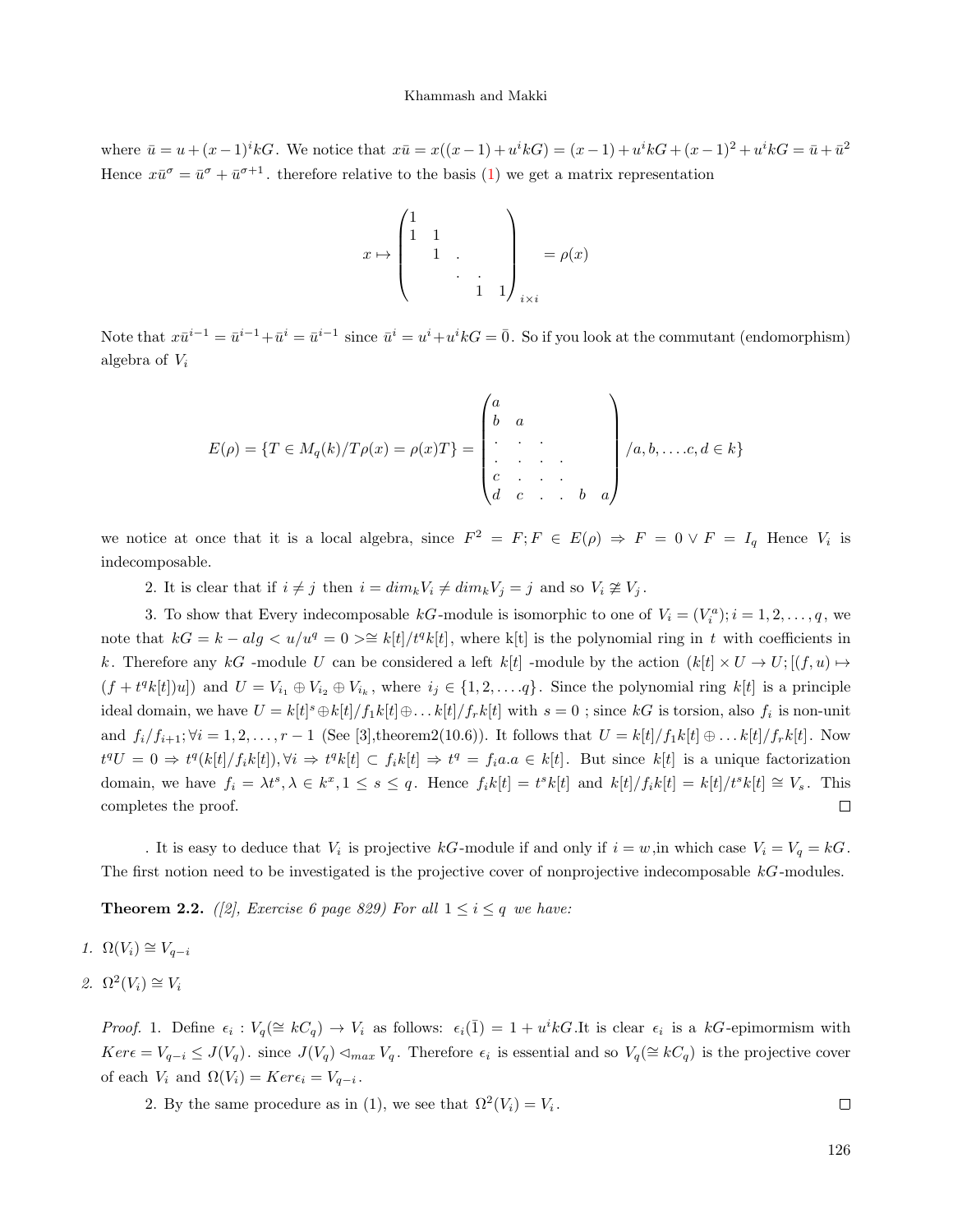where $\bar{u} = u + (x-1)^i kG$. We notice that $x\bar{u} = x((x-1) + u^i kG) = (x-1) + u^i kG + (x-1)^2 + u^i kG = \bar{u} + \bar{u}^2$ Hence $x\bar{u}^\sigma = \bar{u}^\sigma + \bar{u}^{\sigma+1}$. therefore relative to the basis (1) we get a matrix representation

$$x \mapsto \begin{pmatrix} 1 & & & & \\ 1 & 1 & & & \\ & 1 & . & & \\ & & . & . & \\ & & & 1 & 1 \end{pmatrix}_{i \times i} = \rho(x)$$

Note that $x\bar{u}^{i-1} = \bar{u}^{i-1} + \bar{u}^i = \bar{u}^{i-1}$ since $\bar{u}^i = u^i + u^i kG = \bar{0}$. So if you look at the commutant (endomorphism) algebra of $V_i$

$$E(\rho) = \{T \in M_q(k)/T\rho(x) = \rho(x)T\} = \begin{pmatrix} a & & & & & \\ b & a & & & & \\ . & . & . & & & \\ . & . & . & . & & \\ c & . & . & . & & \\ d & c & . & . & b & a \end{pmatrix} /a, b, \ldots .c, d \in k\}$$

we notice at once that it is a local algebra, since $F^2 = F; F \in E(\rho) \Rightarrow F = 0 \vee F = I_q$ Hence $V_i$ is indecomposable.

2. It is clear that if $i \neq j$ then $i = dim_k V_i \neq dim_k V_j = j$ and so $V_i \ncong V_j$.

3. To show that Every indecomposable $kG$-module is isomorphic to one of $V_i = (V_i^a); i = 1, 2, \ldots, q$, we note that $kG = k - alg < u/u^q = 0 > \cong k[t]/t^q k[t]$, where k[t] is the polynomial ring in $t$ with coefficients in $k$. Therefore any $kG$ -module $U$ can be considered a left $k[t]$ -module by the action $(k[t] \times U \to U; [(f, u) \mapsto (f + t^q k[t])u])$ and $U = V_{i_1} \oplus V_{i_2} \oplus V_{i_k}$, where $i_j \in \{1, 2, \ldots .q\}$. Since the polynomial ring $k[t]$ is a principle ideal domain, we have $U = k[t]^s \oplus k[t]/f_1 k[t] \oplus \ldots k[t]/f_r k[t]$ with $s = 0$ ; since $kG$ is torsion, also $f_i$ is non-unit and $f_i/f_{i+1}; \forall i = 1, 2, \ldots, r-1$ (See [3],theorem2(10.6)). It follows that $U = k[t]/f_1 k[t] \oplus \ldots k[t]/f_r k[t]$. Now $t^q U = 0 \Rightarrow t^q(k[t]/f_i k[t]), \forall i \Rightarrow t^q k[t] \subset f_i k[t] \Rightarrow t^q = f_i a.a \in k[t]$. But since $k[t]$ is a unique factorization domain, we have $f_i = \lambda t^s, \lambda \in k^x, 1 \leq s \leq q$. Hence $f_i k[t] = t^s k[t]$ and $k[t]/f_i k[t] = k[t]/t^s k[t] \cong V_s$. This completes the proof. □

. It is easy to deduce that $V_i$ is projective $kG$-module if and only if $i = w$,in which case $V_i = V_q = kG$. The first notion need to be investigated is the projective cover of nonprojective indecomposable $kG$-modules.

**Theorem 2.2.** *([2], Exercise 6 page 829) For all $1 \leq i \leq q$ we have:*

1. $\Omega(V_i) \cong V_{q-i}$
2. $\Omega^2(V_i) \cong V_i$

*Proof.* 1. Define $\epsilon_i : V_q(\cong kC_q) \to V_i$ as follows: $\epsilon_i(\bar{1}) = 1 + u^i kG$.It is clear $\epsilon_i$ is a $kG$-epimormism with $Ker\epsilon = V_{q-i} \leq J(V_q)$. since $J(V_q) \lhd_{max} V_q$. Therefore $\epsilon_i$ is essential and so $V_q(\cong kC_q)$ is the projective cover of each $V_i$ and $\Omega(V_i) = Ker\epsilon_i = V_{q-i}$.

2. By the same procedure as in (1), we see that $\Omega^2(V_i) = V_i$. □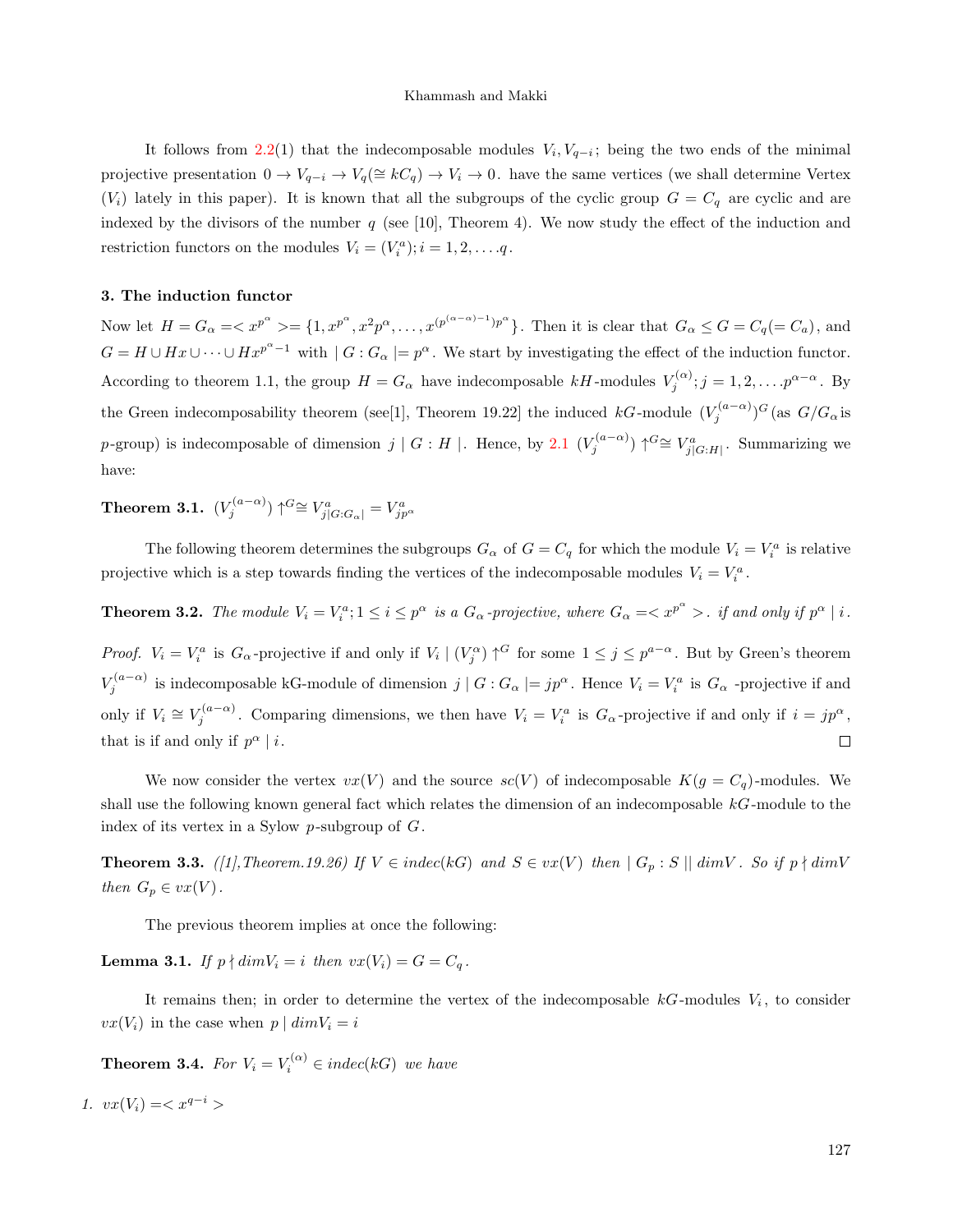It follows from 2.2(1) that the indecomposable modules $V_i, V_{q-i}$; being the two ends of the minimal projective presentation $0 \to V_{q-i} \to V_q(\cong kC_q) \to V_i \to 0$. have the same vertices (we shall determine Vertex $(V_i)$ lately in this paper). It is known that all the subgroups of the cyclic group $G = C_q$ are cyclic and are indexed by the divisors of the number $q$ (see [10], Theorem 4). We now study the effect of the induction and restriction functors on the modules $V_i = (V_i^a); i = 1, 2, \ldots .q$.

### 3. The induction functor

Now let $H = G_\alpha =< x^{p^\alpha} >= \{1, x^{p^\alpha}, x^2 p^\alpha, \ldots, x^{(p^{(\alpha-\alpha)}-1)p^\alpha}\}$. Then it is clear that $G_\alpha \leq G = C_q(= C_a)$, and $G = H \cup Hx \cup \cdots \cup Hx^{p^\alpha - 1}$ with $\mid G : G_\alpha \mid = p^\alpha$. We start by investigating the effect of the induction functor. According to theorem 1.1, the group $H = G_\alpha$ have indecomposable $kH$-modules $V_j^{(\alpha)}; j = 1, 2, \ldots p^{\alpha-\alpha}$. By the Green indecomposability theorem (see[1], Theorem 19.22] the induced $kG$-module $(V_j^{(a-\alpha)})^G$ (as $G/G_\alpha$ is $p$-group) is indecomposable of dimension $j \mid G : H \mid$. Hence, by 2.1 $(V_j^{(a-\alpha)}) \uparrow^G \cong V^a_{j|G:H|}$. Summarizing we have:

**Theorem 3.1.** $(V_j^{(a-\alpha)}) \uparrow^G \cong V^a_{j|G:G_\alpha|} = V^a_{jp^\alpha}$

The following theorem determines the subgroups $G_\alpha$ of $G = C_q$ for which the module $V_i = V_i^a$ is relative projective which is a step towards finding the vertices of the indecomposable modules $V_i = V_i^a$.

**Theorem 3.2.** *The module $V_i = V_i^a; 1 \leq i \leq p^\alpha$ is a $G_\alpha$-projective, where $G_\alpha =< x^{p^\alpha} >$. if and only if $p^\alpha \mid i$.*

*Proof.* $V_i = V_i^a$ is $G_\alpha$-projective if and only if $V_i \mid (V_j^\alpha) \uparrow^G$ for some $1 \leq j \leq p^{a-\alpha}$. But by Green's theorem $V_j^{(a-\alpha)}$ is indecomposable kG-module of dimension $j \mid G : G_\alpha \mid= jp^\alpha$. Hence $V_i = V_i^a$ is $G_\alpha$ -projective if and only if $V_i \cong V_j^{(a-\alpha)}$. Comparing dimensions, we then have $V_i = V_i^a$ is $G_\alpha$-projective if and only if $i = jp^\alpha$, that is if and only if $p^\alpha \mid i$. □

We now consider the vertex $vx(V)$ and the source $sc(V)$ of indecomposable $K(g = C_q)$-modules. We shall use the following known general fact which relates the dimension of an indecomposable $kG$-module to the index of its vertex in a Sylow $p$-subgroup of $G$.

**Theorem 3.3.** *([1],Theorem.19.26) If $V \in indec(kG)$ and $S \in vx(V)$ then $\mid G_p : S \mid\mid dimV$. So if $p \nmid dimV$ then $G_p \in vx(V)$.*

The previous theorem implies at once the following:

**Lemma 3.1.** *If $p \nmid dimV_i = i$ then $vx(V_i) = G = C_q$.*

It remains then; in order to determine the vertex of the indecomposable $kG$-modules $V_i$, to consider $vx(V_i)$ in the case when $p \mid dimV_i = i$

**Theorem 3.4.** *For $V_i = V_i^{(\alpha)} \in indec(kG)$ we have*

1. $vx(V_i) =< x^{q-i} >$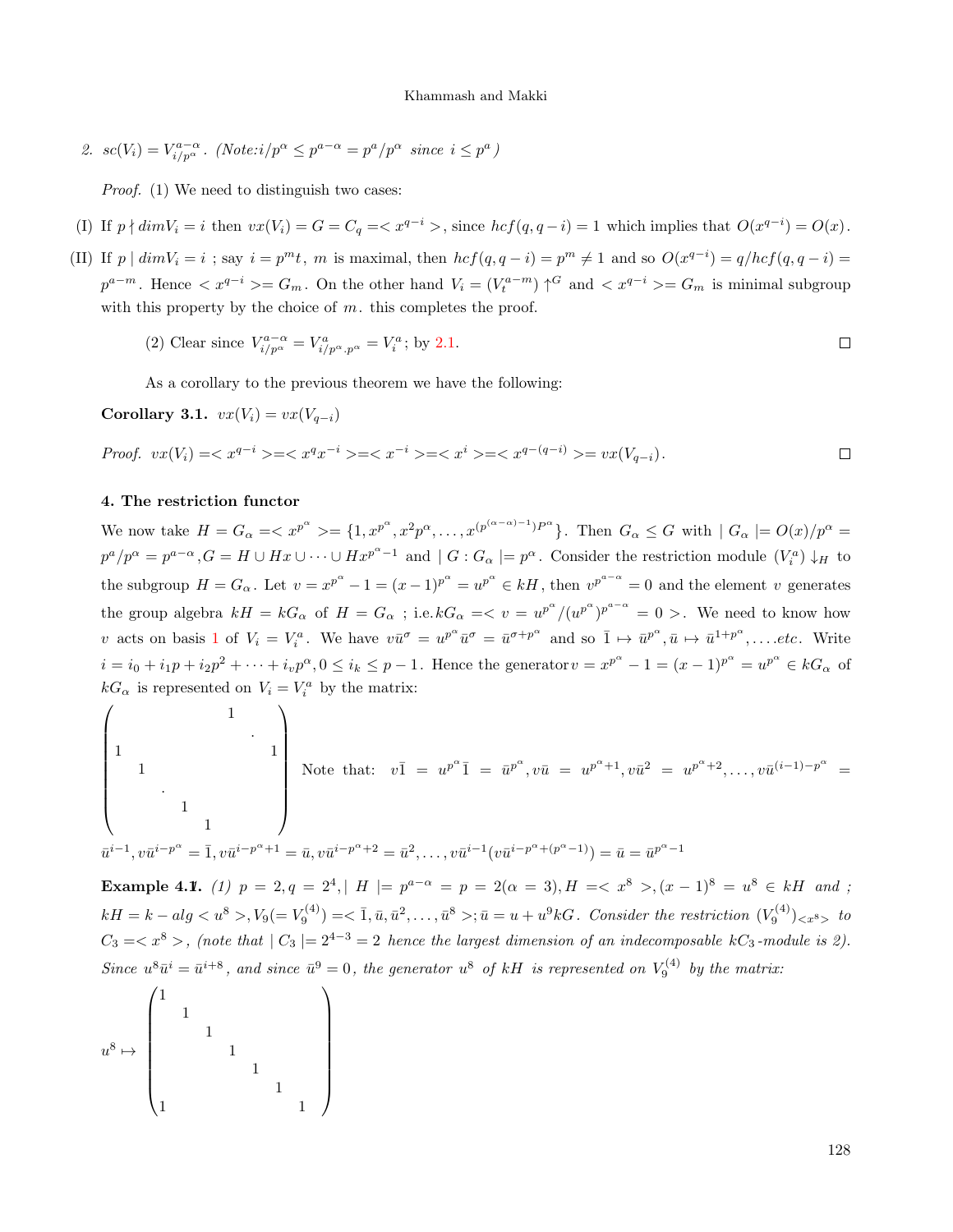2. $sc(V_i) = V^{a-\alpha}_{i/p^\alpha}$. (Note:$i/p^\alpha \leq p^{a-\alpha} = p^a/p^\alpha$ since $i \leq p^a$)

*Proof.* (1) We need to distinguish two cases:

(I) If $p \nmid dimV_i = i$ then $vx(V_i) = G = C_q =< x^{q-i} >$, since $hcf(q, q-i) = 1$ which implies that $O(x^{q-i}) = O(x)$.

(II) If $p \mid dimV_i = i$ ; say $i = p^m t$, $m$ is maximal, then $hcf(q, q-i) = p^m \neq 1$ and so $O(x^{q-i}) = q/hcf(q, q-i) = p^{a-m}$. Hence $< x^{q-i} >= G_m$. On the other hand $V_i = (V^{a-m}_t) \uparrow^G$ and $< x^{q-i} >= G_m$ is minimal subgroup with this property by the choice of $m$. this completes the proof.

(2) Clear since $V^{a-\alpha}_{i/p^\alpha} = V^a_{i/p^\alpha . p^\alpha} = V^a_i$; by 2.1. □

As a corollary to the previous theorem we have the following:

**Corollary 3.1.** $vx(V_i) = vx(V_{q-i})$

*Proof.* $vx(V_i) =< x^{q-i} >=< x^q x^{-i} >=< x^{-i} >=< x^i >=< x^{q-(q-i)} >= vx(V_{q-i})$. □

## 4. The restriction functor

We now take $H = G_\alpha =< x^{p^\alpha} >= \{1, x^{p^\alpha}, x^2 p^\alpha, \dots, x^{(p^{(\alpha-\alpha)-1})P^\alpha}\}$. Then $G_\alpha \leq G$ with $\mid G_\alpha \mid = O(x)/p^\alpha = p^a/p^\alpha = p^{a-\alpha}, G = H \cup Hx \cup \cdots \cup Hx^{p^\alpha - 1}$ and $\mid G : G_\alpha \mid = p^\alpha$. Consider the restriction module $(V^a_i) \downarrow_H$ to the subgroup $H = G_\alpha$. Let $v = x^{p^\alpha} - 1 = (x-1)^{p^\alpha} = u^{p^\alpha} \in kH$, then $v^{p^{a-\alpha}} = 0$ and the element $v$ generates the group algebra $kH = kG_\alpha$ of $H = G_\alpha$ ; i.e.$kG_\alpha =< v = u^{p^\alpha}/(u^{p^\alpha})^{p^{a-\alpha}} = 0 >$. We need to know how $v$ acts on basis 1 of $V_i = V^a_i$. We have $v\bar{u}^\sigma = u^{p^\alpha}\bar{u}^\sigma = \bar{u}^{\sigma+p^\alpha}$ and so $\bar{1} \mapsto \bar{u}^{p^\alpha}, \bar{u} \mapsto \bar{u}^{1+p^\alpha}, \dots .etc$. Write $i = i_0 + i_1 p + i_2 p^2 + \cdots + i_v p^\alpha, 0 \leq i_k \leq p-1$. Hence the generator $v = x^{p^\alpha} - 1 = (x-1)^{p^\alpha} = u^{p^\alpha} \in kG_\alpha$ of $kG_\alpha$ is represented on $V_i = V^a_i$ by the matrix:

$$\begin{pmatrix} & & & & 1 & & \\ & & & & & \cdot & \\ 1 & & & & & & 1 \\ & 1 & & & & & \\ & & \cdot & & & & \\ & & & 1 & & & \\ & & & & 1 & & \end{pmatrix}$$

Note that: $v\bar{1} = u^{p^\alpha}\bar{1} = \bar{u}^{p^\alpha}, v\bar{u} = u^{p^\alpha+1}, v\bar{u}^2 = u^{p^\alpha+2}, \dots, v\bar{u}^{(i-1)-p^\alpha} = \bar{u}^{i-1}, v\bar{u}^{i-p^\alpha} = \bar{1}, v\bar{u}^{i-p^\alpha+1} = \bar{u}, v\bar{u}^{i-p^\alpha+2} = \bar{u}^2, \dots, v\bar{u}^{i-1}(v\bar{u}^{i-p^\alpha+(p^\alpha-1)}) = \bar{u} = \bar{u}^{p^\alpha-1}$

**Example 4.1.** *(1) $p = 2, q = 2^4, \mid H \mid = p^{a-\alpha} = p = 2(\alpha = 3), H =< x^8 >, (x-1)^8 = u^8 \in kH$ and ; $kH = k - alg < u^8 >, V_9 (= V^{(4)}_9) =< \bar{1}, \bar{u}, \bar{u}^2, \dots, \bar{u}^8 >; \bar{u} = u + u^9 kG$. Consider the restriction $(V^{(4)}_9)_{<x^8>}$ to $C_3 =< x^8 >$, (note that $\mid C_3 \mid = 2^{4-3} = 2$ hence the largest dimension of an indecomposable $kC_3$-module is 2). Since $u^8\bar{u}^i = \bar{u}^{i+8}$, and since $\bar{u}^9 = 0$, the generator $u^8$ of $kH$ is represented on $V^{(4)}_9$ by the matrix:*

$$u^8 \mapsto \begin{pmatrix} 1 & & & & & & \\ & 1 & & & & & \\ & & 1 & & & & \\ & & & 1 & & & \\ & & & & 1 & & \\ & & & & & 1 & \\ 1 & & & & & & 1 \end{pmatrix}$$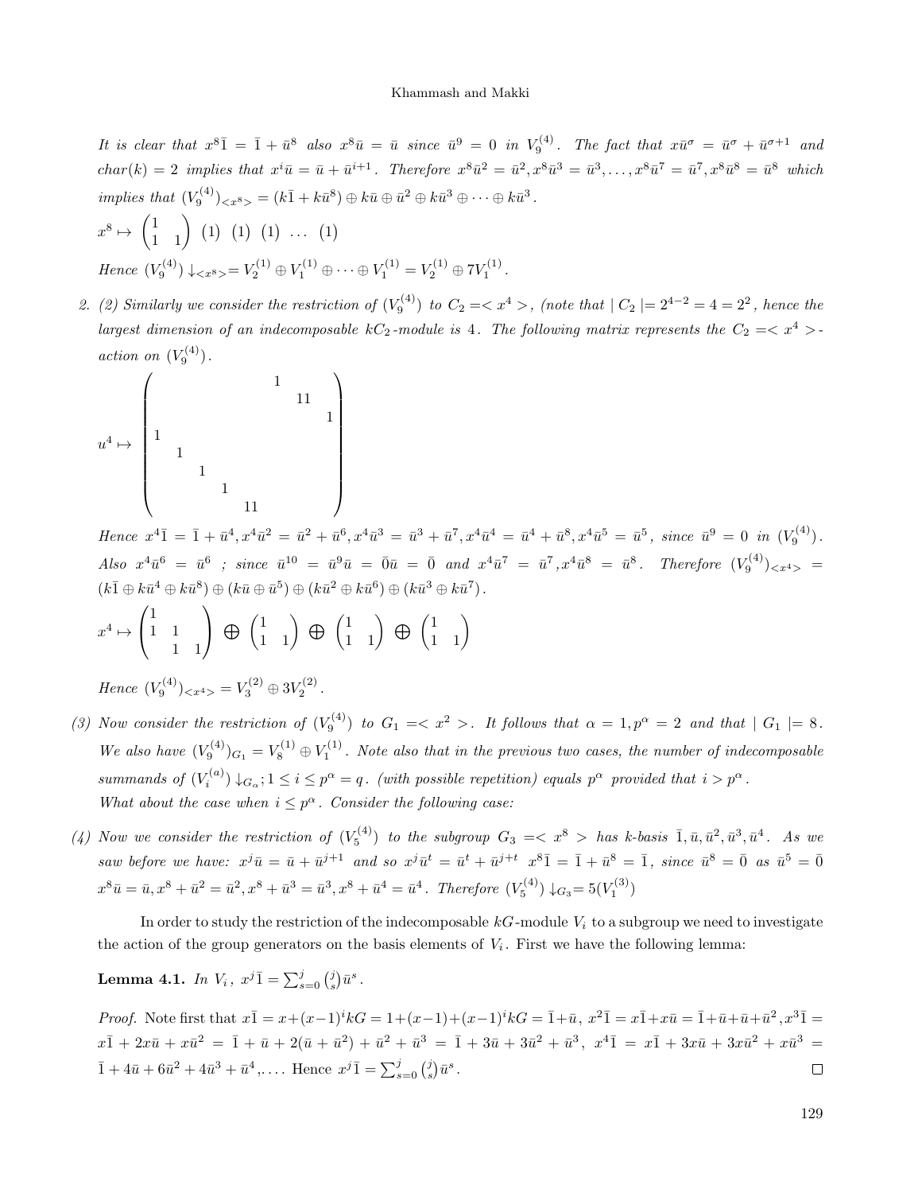*It is clear that $x^8\bar{1} = \bar{1} + \bar{u}^8$ also $x^8\bar{u} = \bar{u}$ since $\bar{u}^9 = 0$ in $V_9^{(4)}$. The fact that $x\bar{u}^\sigma = \bar{u}^\sigma + \bar{u}^{\sigma+1}$ and $char(k) = 2$ implies that $x^i\bar{u} = \bar{u} + \bar{u}^{i+1}$. Therefore $x^8\bar{u}^2 = \bar{u}^2, x^8\bar{u}^3 = \bar{u}^3, \ldots, x^8\bar{u}^7 = \bar{u}^7, x^8\bar{u}^8 = \bar{u}^8$ which implies that $(V_9^{(4)})_{<x^8>} = (k\bar{1} + k\bar{u}^8) \oplus k\bar{u} \oplus \bar{u}^2 \oplus k\bar{u}^3 \oplus \cdots \oplus k\bar{u}^3$.*

$$x^8 \mapsto \begin{pmatrix} 1 & \\ 1 & 1 \end{pmatrix} \ (1) \ (1) \ (1) \ \ldots \ (1)$$

*Hence $(V_9^{(4)}) \downarrow_{<x^8>} = V_2^{(1)} \oplus V_1^{(1)} \oplus \cdots \oplus V_1^{(1)} = V_2^{(1)} \oplus 7V_1^{(1)}$.*

2. *(2) Similarly we consider the restriction of $(V_9^{(4)})$ to $C_2 = <x^4>$, (note that $|C_2| = 2^{4-2} = 4 = 2^2$, hence the largest dimension of an indecomposable $kC_2$-module is 4. The following matrix represents the $C_2 = <x^4>$-action on $(V_9^{(4)})$.*

$$u^4 \mapsto \begin{pmatrix} & & & & & 1 & & & \\ & & & & & & 11 & & \\ & & & & & & & & 1 \\ 1 & & & & & & & & \\ & 1 & & & & & & & \\ & & 1 & & & & & & \\ & & & 1 & & & & & \\ & & & & 11 & & & & \end{pmatrix}$$

*Hence $x^4\bar{1} = \bar{1} + \bar{u}^4, x^4\bar{u}^2 = \bar{u}^2 + \bar{u}^6, x^4\bar{u}^3 = \bar{u}^3 + \bar{u}^7, x^4\bar{u}^4 = \bar{u}^4 + \bar{u}^8, x^4\bar{u}^5 = \bar{u}^5$, since $\bar{u}^9 = 0$ in $(V_9^{(4)})$. Also $x^4\bar{u}^6 = \bar{u}^6$ ; since $\bar{u}^{10} = \bar{u}^9\bar{u} = \bar{0}\bar{u} = \bar{0}$ and $x^4\bar{u}^7 = \bar{u}^7, x^4\bar{u}^8 = \bar{u}^8$. Therefore $(V_9^{(4)})_{<x^4>} = (k\bar{1} \oplus k\bar{u}^4 \oplus k\bar{u}^8) \oplus (k\bar{u} \oplus \bar{u}^5) \oplus (k\bar{u}^2 \oplus k\bar{u}^6) \oplus (k\bar{u}^3 \oplus k\bar{u}^7)$.*

$$x^4 \mapsto \begin{pmatrix} 1 & & \\ 1 & 1 & \\ & 1 & 1 \end{pmatrix} \oplus \begin{pmatrix} 1 & \\ 1 & 1 \end{pmatrix} \oplus \begin{pmatrix} 1 & \\ 1 & 1 \end{pmatrix} \oplus \begin{pmatrix} 1 & \\ 1 & 1 \end{pmatrix}$$

*Hence $(V_9^{(4)})_{<x^4>} = V_3^{(2)} \oplus 3V_2^{(2)}$.*

*(3) Now consider the restriction of $(V_9^{(4)})$ to $G_1 = <x^2>$. It follows that $\alpha = 1, p^\alpha = 2$ and that $|G_1| = 8$. We also have $(V_9^{(4)})_{G_1} = V_8^{(1)} \oplus V_1^{(1)}$. Note also that in the previous two cases, the number of indecomposable summands of $(V_i^{(a)}) \downarrow_{G_\alpha}; 1 \le i \le p^\alpha = q$. (with possible repetition) equals $p^\alpha$ provided that $i > p^\alpha$. What about the case when $i \le p^\alpha$. Consider the following case:*

*(4) Now we consider the restriction of $(V_5^{(4)})$ to the subgroup $G_3 = <x^8>$ has k-basis $\bar{1}, \bar{u}, \bar{u}^2, \bar{u}^3, \bar{u}^4$. As we saw before we have: $x^j\bar{u} = \bar{u} + \bar{u}^{j+1}$ and so $x^j\bar{u}^t = \bar{u}^t + \bar{u}^{j+t}$ $x^8\bar{1} = \bar{1} + \bar{u}^8 = \bar{1}$, since $\bar{u}^8 = \bar{0}$ as $\bar{u}^5 = \bar{0}$ $x^8\bar{u} = \bar{u}, x^8 + \bar{u}^2 = \bar{u}^2, x^8 + \bar{u}^3 = \bar{u}^3, x^8 + \bar{u}^4 = \bar{u}^4$. Therefore $(V_5^{(4)}) \downarrow_{G_3} = 5(V_1^{(3)})$*

In order to study the restriction of the indecomposable $kG$-module $V_i$ to a subgroup we need to investigate the action of the group generators on the basis elements of $V_i$. First we have the following lemma:

**Lemma 4.1.** *In $V_i$, $x^j\bar{1} = \sum_{s=0}^{j} \binom{j}{s} \bar{u}^s$.*

*Proof.* Note first that $x\bar{1} = x + (x-1)^i kG = 1 + (x-1) + (x-1)^i kG = \bar{1} + \bar{u}$, $x^2\bar{1} = x\bar{1} + x\bar{u} = \bar{1} + \bar{u} + \bar{u} + \bar{u}^2$, $x^3\bar{1} = x\bar{1} + 2x\bar{u} + x\bar{u}^2 = \bar{1} + \bar{u} + 2(\bar{u} + \bar{u}^2) + \bar{u}^2 + \bar{u}^3 = \bar{1} + 3\bar{u} + 3\bar{u}^2 + \bar{u}^3$, $x^4\bar{1} = x\bar{1} + 3x\bar{u} + 3x\bar{u}^2 + x\bar{u}^3 = \bar{1} + 4\bar{u} + 6\bar{u}^2 + 4\bar{u}^3 + \bar{u}^4, \ldots$. Hence $x^j\bar{1} = \sum_{s=0}^{j} \binom{j}{s} \bar{u}^s$. □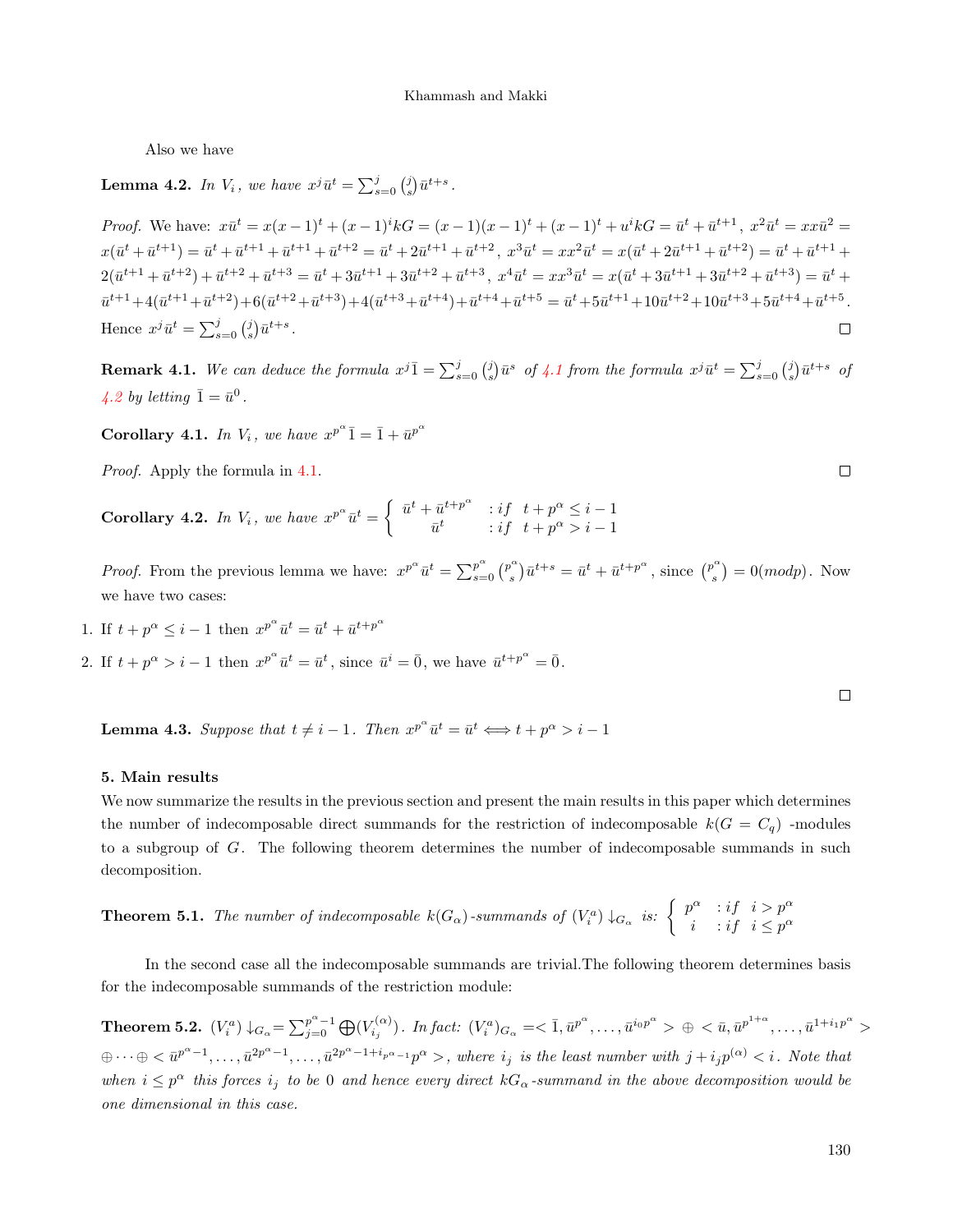Also we have

**Lemma 4.2.** *In $V_i$, we have $x^j \bar{u}^t = \sum_{s=0}^{j} \binom{j}{s} \bar{u}^{t+s}$.*

*Proof.* We have: $x\bar{u}^t = x(x-1)^t + (x-1)^i kG = (x-1)(x-1)^t + (x-1)^t + u^i kG = \bar{u}^t + \bar{u}^{t+1}$, $x^2\bar{u}^t = xx\bar{u}^2 = x(\bar{u}^t + \bar{u}^{t+1}) = \bar{u}^t + \bar{u}^{t+1} + \bar{u}^{t+1} + \bar{u}^{t+2} = \bar{u}^t + 2\bar{u}^{t+1} + \bar{u}^{t+2}$, $x^3\bar{u}^t = xx^2\bar{u}^t = x(\bar{u}^t + 2\bar{u}^{t+1} + \bar{u}^{t+2}) = \bar{u}^t + \bar{u}^{t+1} + 2(\bar{u}^{t+1} + \bar{u}^{t+2}) + \bar{u}^{t+2} + \bar{u}^{t+3} = \bar{u}^t + 3\bar{u}^{t+1} + 3\bar{u}^{t+2} + \bar{u}^{t+3}$, $x^4\bar{u}^t = xx^3\bar{u}^t = x(\bar{u}^t + 3\bar{u}^{t+1} + 3\bar{u}^{t+2} + \bar{u}^{t+3}) = \bar{u}^t + \bar{u}^{t+1} + 4(\bar{u}^{t+1} + \bar{u}^{t+2}) + 6(\bar{u}^{t+2} + \bar{u}^{t+3}) + 4(\bar{u}^{t+3} + \bar{u}^{t+4}) + \bar{u}^{t+4} + \bar{u}^{t+5} = \bar{u}^t + 5\bar{u}^{t+1} + 10\bar{u}^{t+2} + 10\bar{u}^{t+3} + 5\bar{u}^{t+4} + \bar{u}^{t+5}$. Hence $x^j \bar{u}^t = \sum_{s=0}^{j} \binom{j}{s} \bar{u}^{t+s}$. □

**Remark 4.1.** *We can deduce the formula $x^j \bar{1} = \sum_{s=0}^{j} \binom{j}{s} \bar{u}^s$ of 4.1 from the formula $x^j \bar{u}^t = \sum_{s=0}^{j} \binom{j}{s} \bar{u}^{t+s}$ of 4.2 by letting $\bar{1} = \bar{u}^0$.*

**Corollary 4.1.** *In $V_i$, we have $x^{p^\alpha} \bar{1} = \bar{1} + \bar{u}^{p^\alpha}$*

*Proof.* Apply the formula in 4.1. □

**Corollary 4.2.** *In $V_i$, we have* $x^{p^\alpha} \bar{u}^t = \begin{cases} \bar{u}^t + \bar{u}^{t+p^\alpha} & : if \quad t + p^\alpha \leq i-1 \\ \bar{u}^t & : if \quad t + p^\alpha > i-1 \end{cases}$

*Proof.* From the previous lemma we have: $x^{p^\alpha} \bar{u}^t = \sum_{s=0}^{p^\alpha} \binom{p^\alpha}{s} \bar{u}^{t+s} = \bar{u}^t + \bar{u}^{t+p^\alpha}$, since $\binom{p^\alpha}{s} = 0 (mod p)$. Now we have two cases:

1. If $t + p^\alpha \leq i-1$ then $x^{p^\alpha} \bar{u}^t = \bar{u}^t + \bar{u}^{t+p^\alpha}$
2. If $t + p^\alpha > i-1$ then $x^{p^\alpha} \bar{u}^t = \bar{u}^t$, since $\bar{u}^i = \bar{0}$, we have $\bar{u}^{t+p^\alpha} = \bar{0}$.

□

**Lemma 4.3.** *Suppose that $t \neq i-1$. Then $x^{p^\alpha} \bar{u}^t = \bar{u}^t \iff t + p^\alpha > i-1$*

## 5. Main results

We now summarize the results in the previous section and present the main results in this paper which determines the number of indecomposable direct summands for the restriction of indecomposable $k(G = C_q)$ -modules to a subgroup of $G$. The following theorem determines the number of indecomposable summands in such decomposition.

**Theorem 5.1.** *The number of indecomposable $k(G_\alpha)$-summands of $(V_i^a) \downarrow_{G_\alpha}$ is:* $\begin{cases} p^\alpha & : if \quad i > p^\alpha \\ i & : if \quad i \leq p^\alpha \end{cases}$

In the second case all the indecomposable summands are trivial.The following theorem determines basis for the indecomposable summands of the restriction module:

**Theorem 5.2.** $(V_i^a) \downarrow_{G_\alpha} = \sum_{j=0}^{p^\alpha - 1} \bigoplus (V_{i_j}^{(\alpha)})$. *In fact:* $(V_i^a)_{G_\alpha} = < \bar{1}, \bar{u}^{p^\alpha}, \ldots, \bar{u}^{i_0 p^\alpha} > \oplus < \bar{u}, \bar{u}^{p^{1+\alpha}}, \ldots, \bar{u}^{1+i_1 p^\alpha} > \oplus \cdots \oplus < \bar{u}^{p^\alpha - 1}, \ldots, \bar{u}^{2p^\alpha - 1}, \ldots, \bar{u}^{2p^\alpha - 1 + i_{p^\alpha - 1} p^\alpha} >$*, where $i_j$ is the least number with $j + i_j p^{(\alpha)} < i$. Note that when $i \leq p^\alpha$ this forces $i_j$ to be $0$ and hence every direct $kG_\alpha$-summand in the above decomposition would be one dimensional in this case.*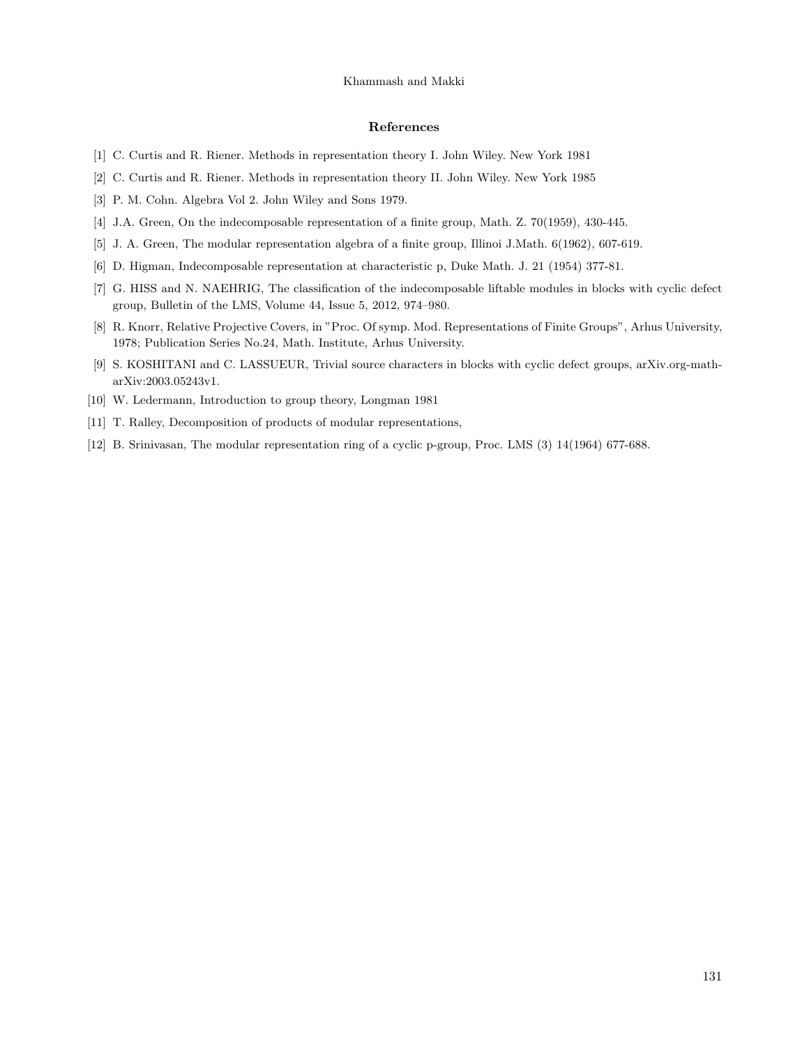## References

[1] C. Curtis and R. Riener. Methods in representation theory I. John Wiley. New York 1981

[2] C. Curtis and R. Riener. Methods in representation theory II. John Wiley. New York 1985

[3] P. M. Cohn. Algebra Vol 2. John Wiley and Sons 1979.

[4] J.A. Green, On the indecomposable representation of a finite group, Math. Z. 70(1959), 430-445.

[5] J. A. Green, The modular representation algebra of a finite group, Illinoi J.Math. 6(1962), 607-619.

[6] D. Higman, Indecomposable representation at characteristic p, Duke Math. J. 21 (1954) 377-81.

[7] G. HISS and N. NAEHRIG, The classification of the indecomposable liftable modules in blocks with cyclic defect group, Bulletin of the LMS, Volume 44, Issue 5, 2012, 974–980.

[8] R. Knorr, Relative Projective Covers, in "Proc. Of symp. Mod. Representations of Finite Groups", Arhus University, 1978; Publication Series No.24, Math. Institute, Arhus University.

[9] S. KOSHITANI and C. LASSUEUR, Trivial source characters in blocks with cyclic defect groups, arXiv.org-math-arXiv:2003.05243v1.

[10] W. Ledermann, Introduction to group theory, Longman 1981

[11] T. Ralley, Decomposition of products of modular representations,

[12] B. Srinivasan, The modular representation ring of a cyclic p-group, Proc. LMS (3) 14(1964) 677-688.